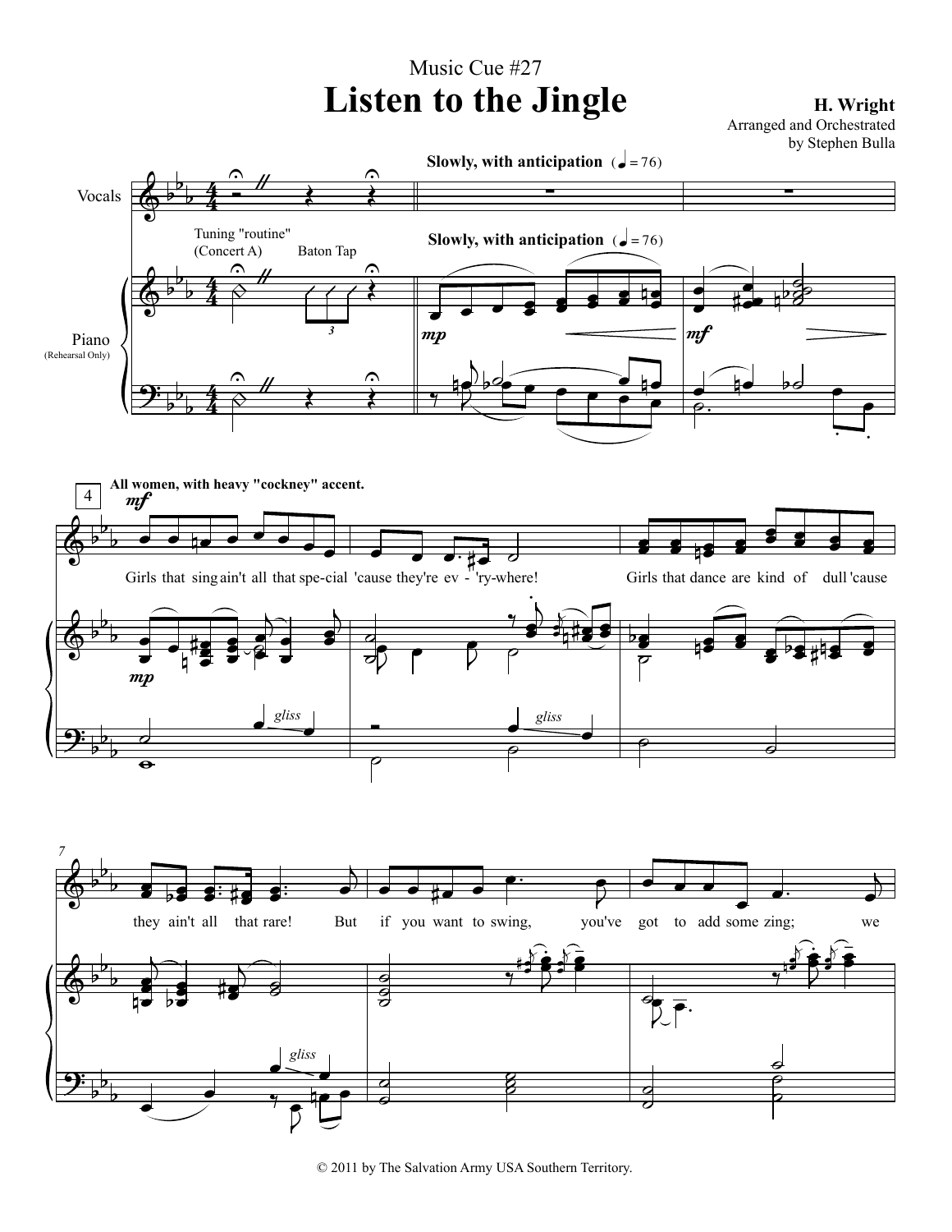Music Cue #27

# Listen to the Jingle

**H. Wright**
Arranged and Orchestrated
by Stephen Bulla

**Slowly, with anticipation** (♩ = 76)

Vocals

Piano
(Rehearsal Only)

Tuning "routine"
(Concert A)

Baton Tap

**All women, with heavy "cockney" accent.**

Girls that sing ain't all that spe-cial 'cause they're ev - 'ry-where! Girls that dance are kind of dull 'cause they ain't all that rare! But if you want to swing, you've got to add some zing; we

© 2011 by The Salvation Army USA Southern Territory.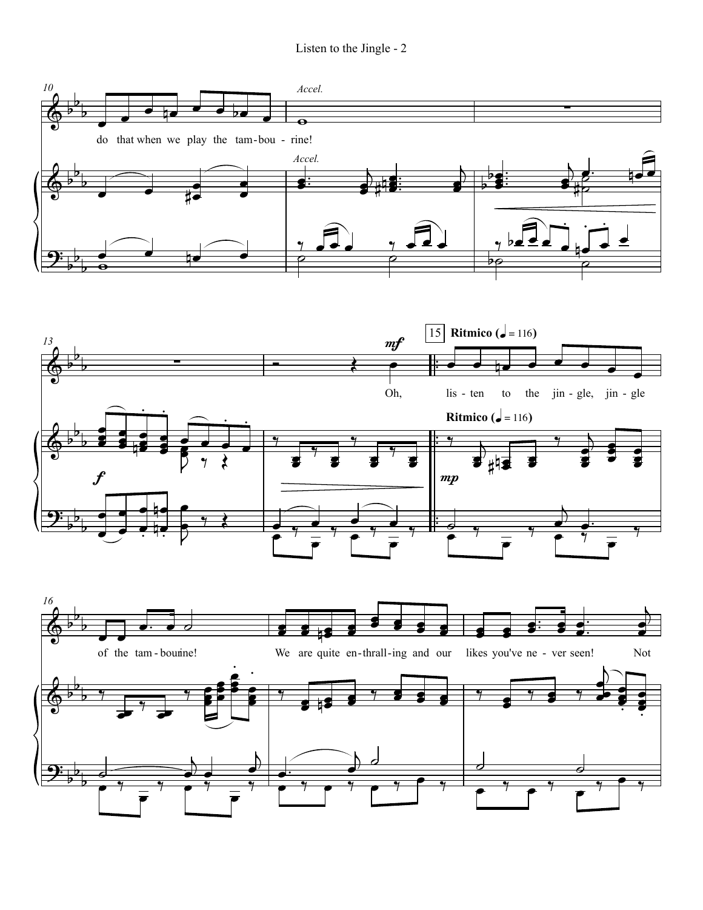do that when we play the tam-bou-rine!

*Accel.*

Oh, listen to the jingle, jingle of the tam-bourine! We are quite en-thrall-ing and our likes you've ne-ver seen! Not

15 **Ritmico (♩ = 116)**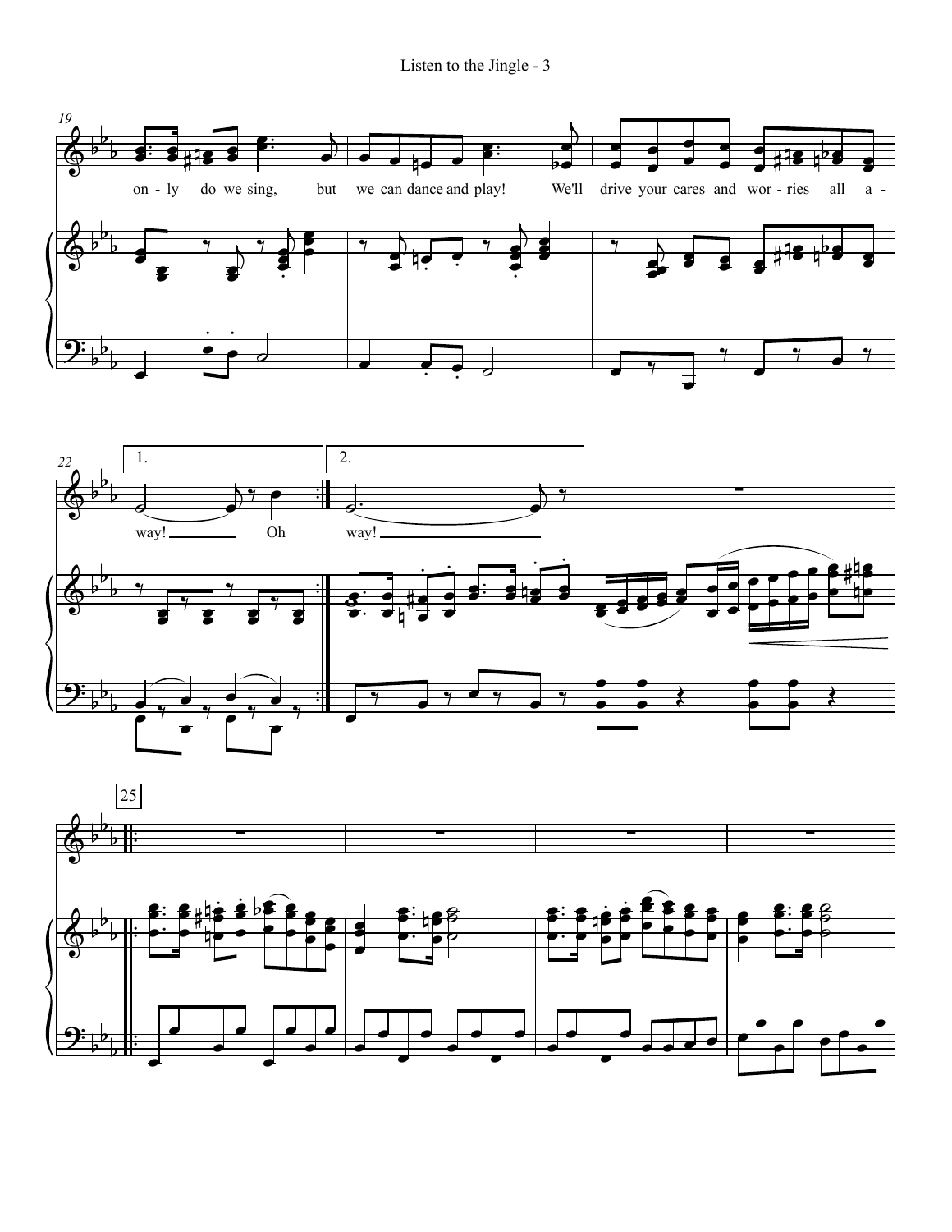on - ly do we sing, but we can dance and play! We'll drive your cares and wor - ries all a -

1. way! Oh

2. way!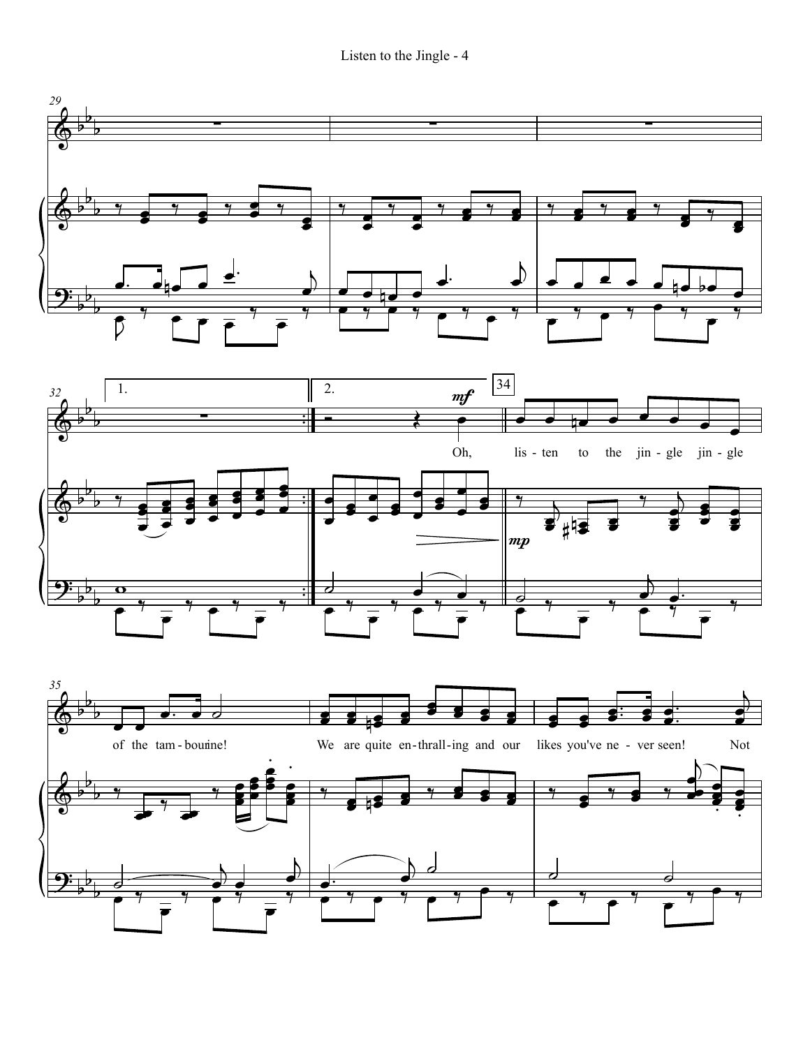Oh, lis - ten to the jin - gle jin - gle of the tam - bou - rine! We are quite en - thrall - ing and our likes you've ne - ver seen! Not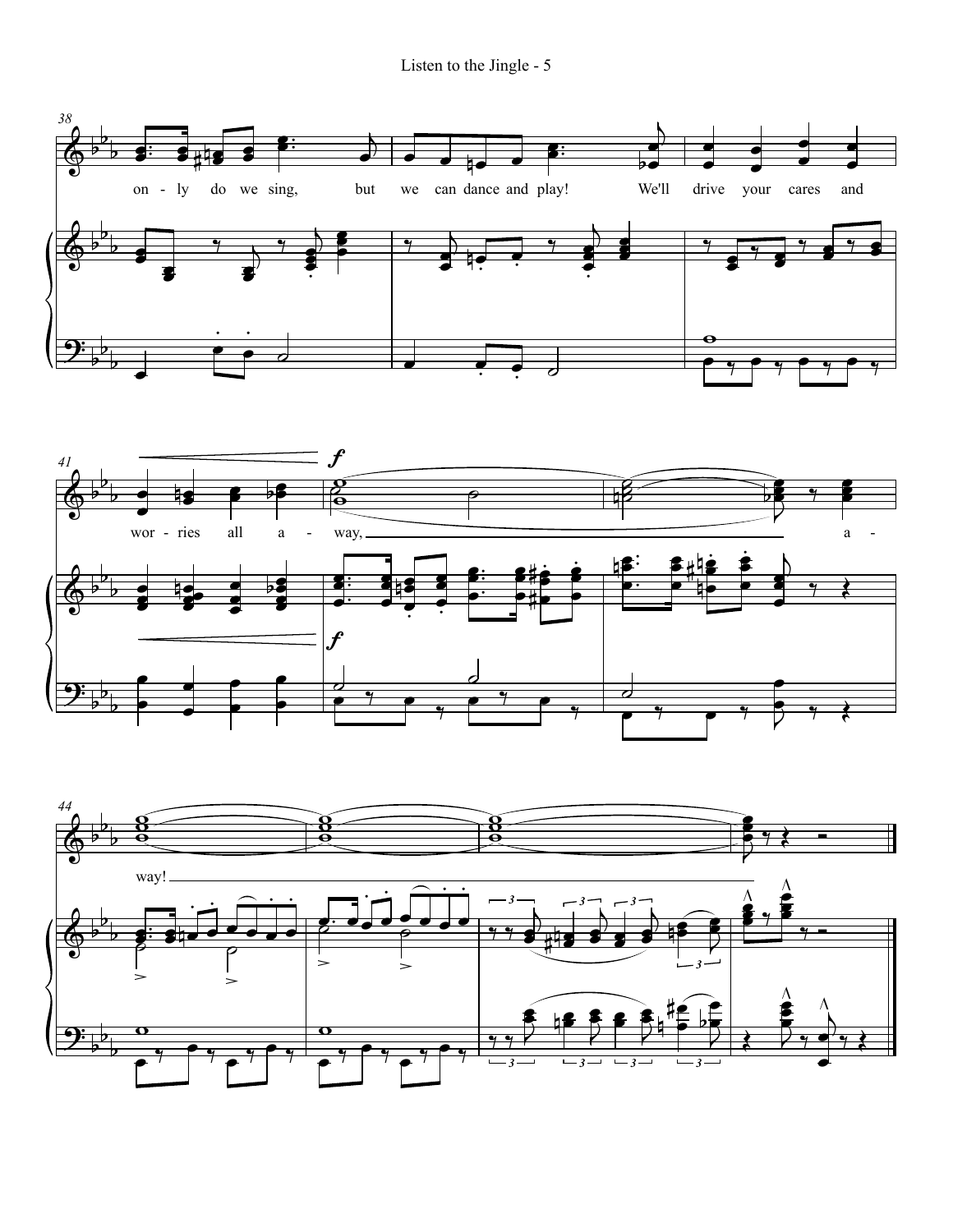38

on - ly do we sing, but we can dance and play! We'll drive your cares and

41

*f*

wor - ries all a - way, a -

*f*

44

way!